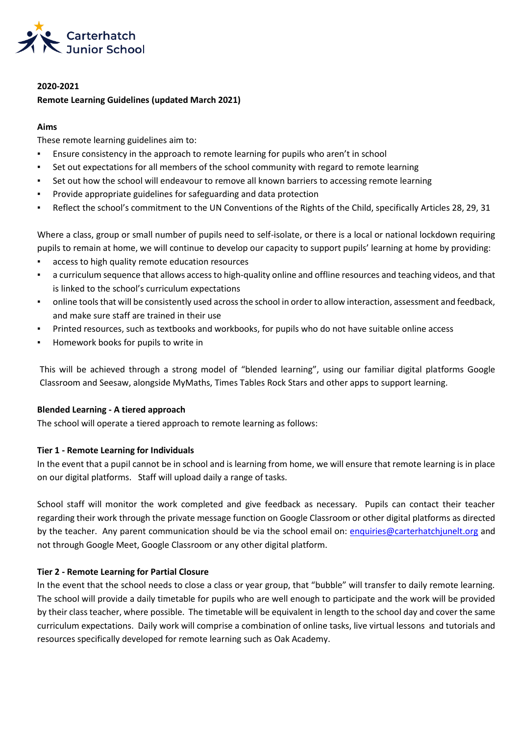Carterhatch Junior School

**2020-2021**

**Remote Learning Guidelines (updated March 2021)**

**Aims**

These remote learning guidelines aim to:

- Ensure consistency in the approach to remote learning for pupils who aren't in school
- Set out expectations for all members of the school community with regard to remote learning
- Set out how the school will endeavour to remove all known barriers to accessing remote learning
- Provide appropriate guidelines for safeguarding and data protection
- Reflect the school's commitment to the UN Conventions of the Rights of the Child, specifically Articles 28, 29, 31

Where a class, group or small number of pupils need to self-isolate, or there is a local or national lockdown requiring pupils to remain at home, we will continue to develop our capacity to support pupils' learning at home by providing:

- access to high quality remote education resources
- a curriculum sequence that allows access to high-quality online and offline resources and teaching videos, and that is linked to the school's curriculum expectations
- online tools that will be consistently used across the school in order to allow interaction, assessment and feedback, and make sure staff are trained in their use
- Printed resources, such as textbooks and workbooks, for pupils who do not have suitable online access
- Homework books for pupils to write in

This will be achieved through a strong model of "blended learning", using our familiar digital platforms Google Classroom and Seesaw, alongside MyMaths, Times Tables Rock Stars and other apps to support learning.

**Blended Learning - A tiered approach**

The school will operate a tiered approach to remote learning as follows:

**Tier 1 - Remote Learning for Individuals**

In the event that a pupil cannot be in school and is learning from home, we will ensure that remote learning is in place on our digital platforms. Staff will upload daily a range of tasks.

School staff will monitor the work completed and give feedback as necessary. Pupils can contact their teacher regarding their work through the private message function on Google Classroom or other digital platforms as directed by the teacher. Any parent communication should be via the school email on: enquiries@carterhatchjunelt.org and not through Google Meet, Google Classroom or any other digital platform.

**Tier 2 - Remote Learning for Partial Closure**

In the event that the school needs to close a class or year group, that "bubble" will transfer to daily remote learning. The school will provide a daily timetable for pupils who are well enough to participate and the work will be provided by their class teacher, where possible. The timetable will be equivalent in length to the school day and cover the same curriculum expectations. Daily work will comprise a combination of online tasks, live virtual lessons and tutorials and resources specifically developed for remote learning such as Oak Academy.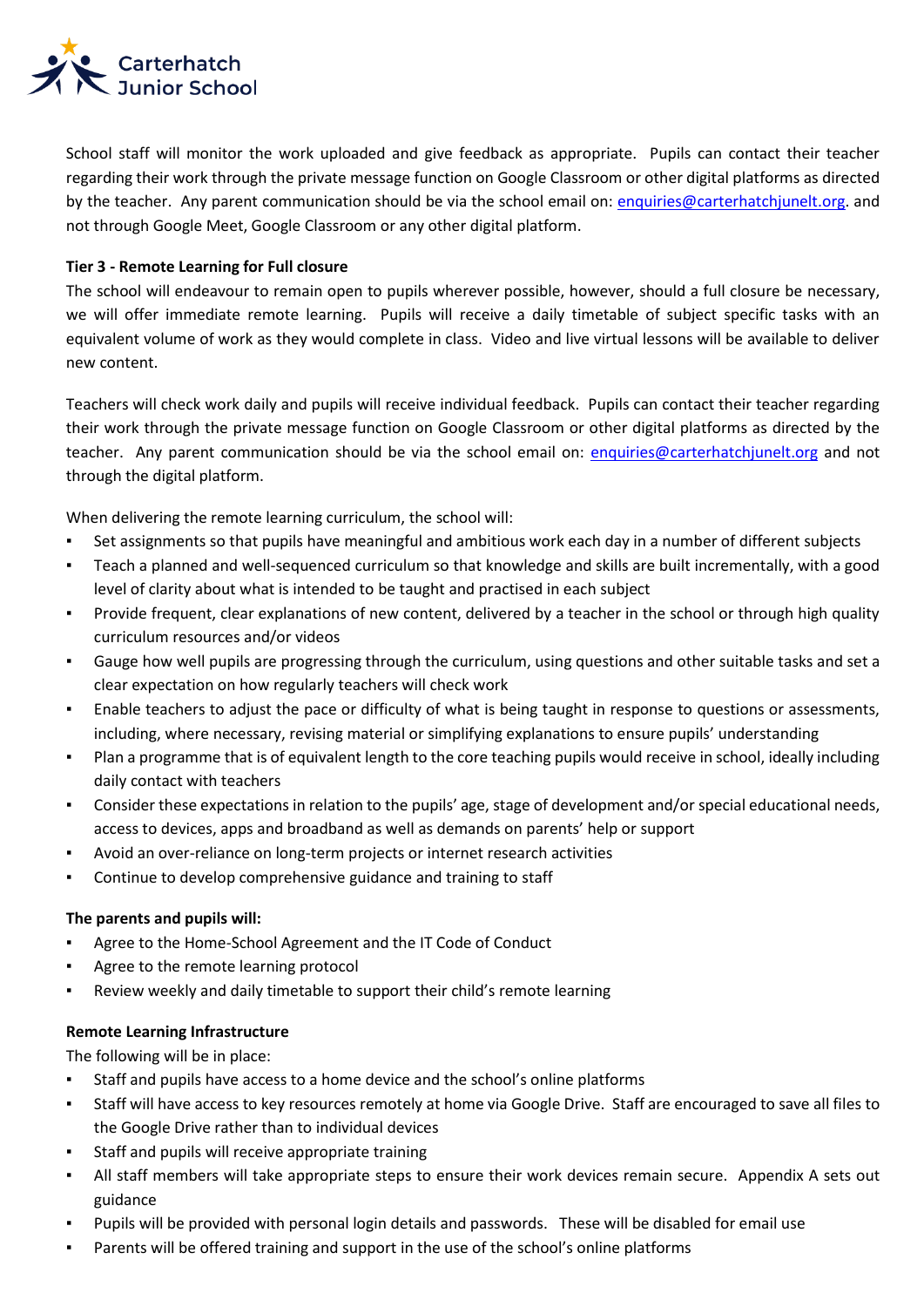School staff will monitor the work uploaded and give feedback as appropriate. Pupils can contact their teacher regarding their work through the private message function on Google Classroom or other digital platforms as directed by the teacher. Any parent communication should be via the school email on: enquiries@carterhatchjunelt.org. and not through Google Meet, Google Classroom or any other digital platform.

**Tier 3 - Remote Learning for Full closure**

The school will endeavour to remain open to pupils wherever possible, however, should a full closure be necessary, we will offer immediate remote learning. Pupils will receive a daily timetable of subject specific tasks with an equivalent volume of work as they would complete in class. Video and live virtual lessons will be available to deliver new content.

Teachers will check work daily and pupils will receive individual feedback. Pupils can contact their teacher regarding their work through the private message function on Google Classroom or other digital platforms as directed by the teacher. Any parent communication should be via the school email on: enquiries@carterhatchjunelt.org and not through the digital platform.

When delivering the remote learning curriculum, the school will:

- Set assignments so that pupils have meaningful and ambitious work each day in a number of different subjects
- Teach a planned and well-sequenced curriculum so that knowledge and skills are built incrementally, with a good level of clarity about what is intended to be taught and practised in each subject
- Provide frequent, clear explanations of new content, delivered by a teacher in the school or through high quality curriculum resources and/or videos
- Gauge how well pupils are progressing through the curriculum, using questions and other suitable tasks and set a clear expectation on how regularly teachers will check work
- Enable teachers to adjust the pace or difficulty of what is being taught in response to questions or assessments, including, where necessary, revising material or simplifying explanations to ensure pupils' understanding
- Plan a programme that is of equivalent length to the core teaching pupils would receive in school, ideally including daily contact with teachers
- Consider these expectations in relation to the pupils' age, stage of development and/or special educational needs, access to devices, apps and broadband as well as demands on parents' help or support
- Avoid an over-reliance on long-term projects or internet research activities
- Continue to develop comprehensive guidance and training to staff

**The parents and pupils will:**

- Agree to the Home-School Agreement and the IT Code of Conduct
- Agree to the remote learning protocol
- Review weekly and daily timetable to support their child's remote learning

**Remote Learning Infrastructure**

The following will be in place:

- Staff and pupils have access to a home device and the school's online platforms
- Staff will have access to key resources remotely at home via Google Drive. Staff are encouraged to save all files to the Google Drive rather than to individual devices
- Staff and pupils will receive appropriate training
- All staff members will take appropriate steps to ensure their work devices remain secure. Appendix A sets out guidance
- Pupils will be provided with personal login details and passwords. These will be disabled for email use
- Parents will be offered training and support in the use of the school's online platforms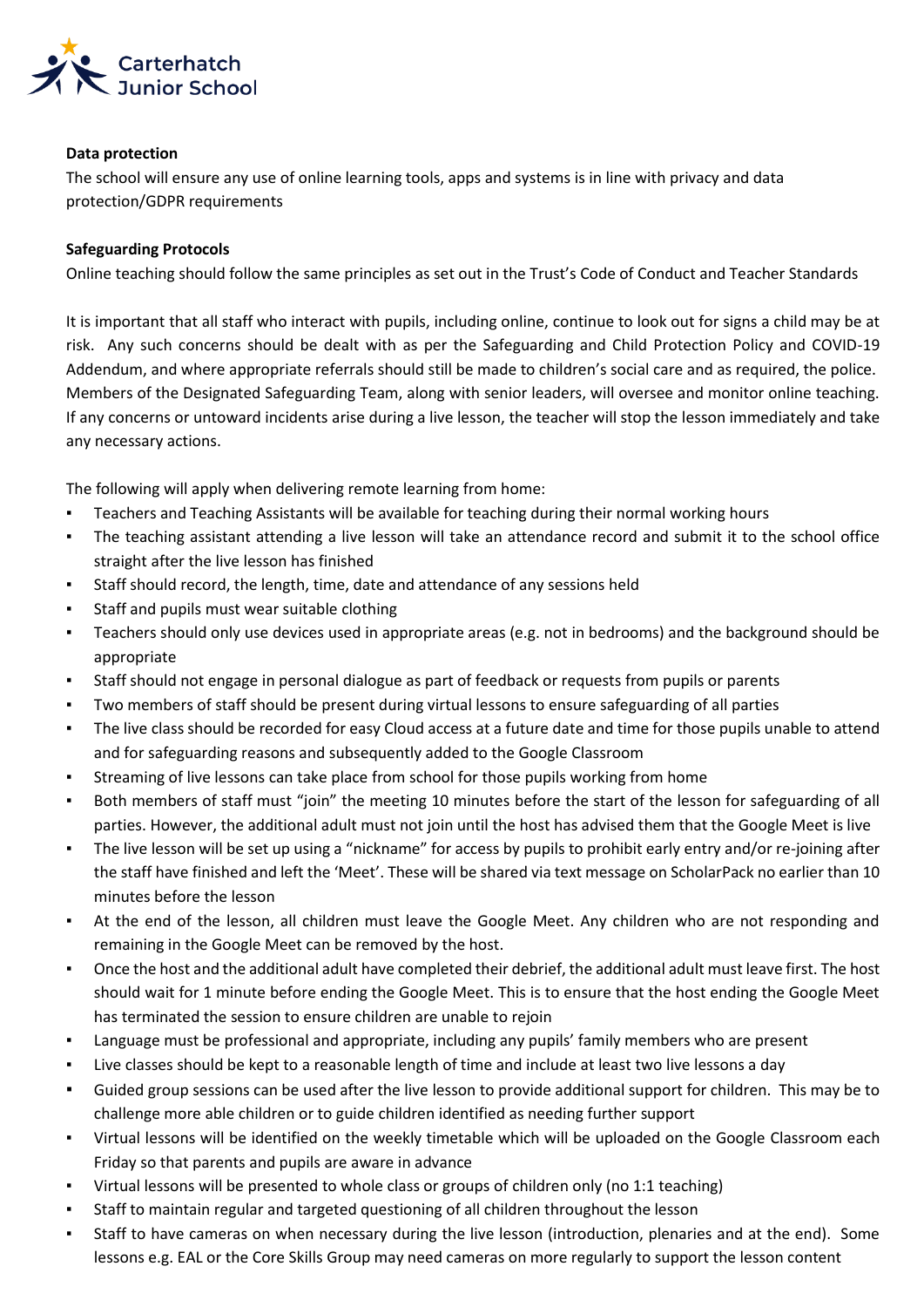**Data protection**

The school will ensure any use of online learning tools, apps and systems is in line with privacy and data protection/GDPR requirements

**Safeguarding Protocols**

Online teaching should follow the same principles as set out in the Trust's Code of Conduct and Teacher Standards

It is important that all staff who interact with pupils, including online, continue to look out for signs a child may be at risk. Any such concerns should be dealt with as per the Safeguarding and Child Protection Policy and COVID-19 Addendum, and where appropriate referrals should still be made to children's social care and as required, the police. Members of the Designated Safeguarding Team, along with senior leaders, will oversee and monitor online teaching. If any concerns or untoward incidents arise during a live lesson, the teacher will stop the lesson immediately and take any necessary actions.

The following will apply when delivering remote learning from home:

- Teachers and Teaching Assistants will be available for teaching during their normal working hours
- The teaching assistant attending a live lesson will take an attendance record and submit it to the school office straight after the live lesson has finished
- Staff should record, the length, time, date and attendance of any sessions held
- Staff and pupils must wear suitable clothing
- Teachers should only use devices used in appropriate areas (e.g. not in bedrooms) and the background should be appropriate
- Staff should not engage in personal dialogue as part of feedback or requests from pupils or parents
- Two members of staff should be present during virtual lessons to ensure safeguarding of all parties
- The live class should be recorded for easy Cloud access at a future date and time for those pupils unable to attend and for safeguarding reasons and subsequently added to the Google Classroom
- Streaming of live lessons can take place from school for those pupils working from home
- Both members of staff must "join" the meeting 10 minutes before the start of the lesson for safeguarding of all parties. However, the additional adult must not join until the host has advised them that the Google Meet is live
- The live lesson will be set up using a "nickname" for access by pupils to prohibit early entry and/or re-joining after the staff have finished and left the 'Meet'. These will be shared via text message on ScholarPack no earlier than 10 minutes before the lesson
- At the end of the lesson, all children must leave the Google Meet. Any children who are not responding and remaining in the Google Meet can be removed by the host.
- Once the host and the additional adult have completed their debrief, the additional adult must leave first. The host should wait for 1 minute before ending the Google Meet. This is to ensure that the host ending the Google Meet has terminated the session to ensure children are unable to rejoin
- Language must be professional and appropriate, including any pupils' family members who are present
- Live classes should be kept to a reasonable length of time and include at least two live lessons a day
- Guided group sessions can be used after the live lesson to provide additional support for children. This may be to challenge more able children or to guide children identified as needing further support
- Virtual lessons will be identified on the weekly timetable which will be uploaded on the Google Classroom each Friday so that parents and pupils are aware in advance
- Virtual lessons will be presented to whole class or groups of children only (no 1:1 teaching)
- Staff to maintain regular and targeted questioning of all children throughout the lesson
- Staff to have cameras on when necessary during the live lesson (introduction, plenaries and at the end). Some lessons e.g. EAL or the Core Skills Group may need cameras on more regularly to support the lesson content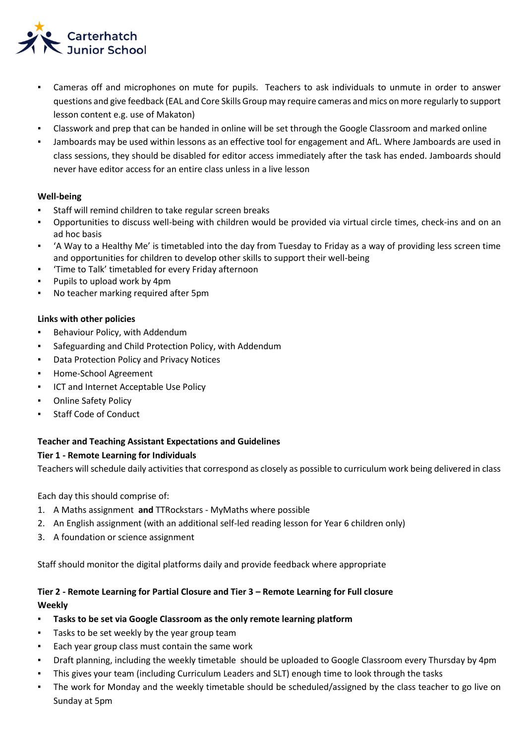- Cameras off and microphones on mute for pupils. Teachers to ask individuals to unmute in order to answer questions and give feedback (EAL and Core Skills Group may require cameras and mics on more regularly to support lesson content e.g. use of Makaton)
- Classwork and prep that can be handed in online will be set through the Google Classroom and marked online
- Jamboards may be used within lessons as an effective tool for engagement and AfL. Where Jamboards are used in class sessions, they should be disabled for editor access immediately after the task has ended. Jamboards should never have editor access for an entire class unless in a live lesson

**Well-being**

- Staff will remind children to take regular screen breaks
- Opportunities to discuss well-being with children would be provided via virtual circle times, check-ins and on an ad hoc basis
- 'A Way to a Healthy Me' is timetabled into the day from Tuesday to Friday as a way of providing less screen time and opportunities for children to develop other skills to support their well-being
- 'Time to Talk' timetabled for every Friday afternoon
- Pupils to upload work by 4pm
- No teacher marking required after 5pm

**Links with other policies**

- Behaviour Policy, with Addendum
- Safeguarding and Child Protection Policy, with Addendum
- Data Protection Policy and Privacy Notices
- Home-School Agreement
- ICT and Internet Acceptable Use Policy
- Online Safety Policy
- Staff Code of Conduct

**Teacher and Teaching Assistant Expectations and Guidelines**

**Tier 1 - Remote Learning for Individuals**

Teachers will schedule daily activities that correspond as closely as possible to curriculum work being delivered in class

Each day this should comprise of:

1. A Maths assignment **and** TTRockstars - MyMaths where possible
2. An English assignment (with an additional self-led reading lesson for Year 6 children only)
3. A foundation or science assignment

Staff should monitor the digital platforms daily and provide feedback where appropriate

**Tier 2 - Remote Learning for Partial Closure and Tier 3 – Remote Learning for Full closure**

**Weekly**

- **Tasks to be set via Google Classroom as the only remote learning platform**
- Tasks to be set weekly by the year group team
- Each year group class must contain the same work
- Draft planning, including the weekly timetable should be uploaded to Google Classroom every Thursday by 4pm
- This gives your team (including Curriculum Leaders and SLT) enough time to look through the tasks
- The work for Monday and the weekly timetable should be scheduled/assigned by the class teacher to go live on Sunday at 5pm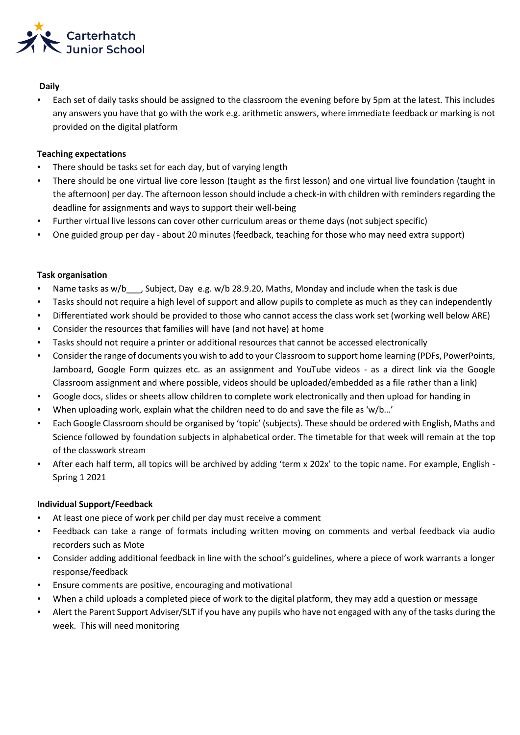**Daily**

- Each set of daily tasks should be assigned to the classroom the evening before by 5pm at the latest. This includes any answers you have that go with the work e.g. arithmetic answers, where immediate feedback or marking is not provided on the digital platform

**Teaching expectations**

- There should be tasks set for each day, but of varying length
- There should be one virtual live core lesson (taught as the first lesson) and one virtual live foundation (taught in the afternoon) per day. The afternoon lesson should include a check-in with children with reminders regarding the deadline for assignments and ways to support their well-being
- Further virtual live lessons can cover other curriculum areas or theme days (not subject specific)
- One guided group per day - about 20 minutes (feedback, teaching for those who may need extra support)

**Task organisation**

- Name tasks as w/b___, Subject, Day e.g. w/b 28.9.20, Maths, Monday and include when the task is due
- Tasks should not require a high level of support and allow pupils to complete as much as they can independently
- Differentiated work should be provided to those who cannot access the class work set (working well below ARE)
- Consider the resources that families will have (and not have) at home
- Tasks should not require a printer or additional resources that cannot be accessed electronically
- Consider the range of documents you wish to add to your Classroom to support home learning (PDFs, PowerPoints, Jamboard, Google Form quizzes etc. as an assignment and YouTube videos - as a direct link via the Google Classroom assignment and where possible, videos should be uploaded/embedded as a file rather than a link)
- Google docs, slides or sheets allow children to complete work electronically and then upload for handing in
- When uploading work, explain what the children need to do and save the file as 'w/b…'
- Each Google Classroom should be organised by 'topic' (subjects). These should be ordered with English, Maths and Science followed by foundation subjects in alphabetical order. The timetable for that week will remain at the top of the classwork stream
- After each half term, all topics will be archived by adding 'term x 202x' to the topic name. For example, English - Spring 1 2021

**Individual Support/Feedback**

- At least one piece of work per child per day must receive a comment
- Feedback can take a range of formats including written moving on comments and verbal feedback via audio recorders such as Mote
- Consider adding additional feedback in line with the school's guidelines, where a piece of work warrants a longer response/feedback
- Ensure comments are positive, encouraging and motivational
- When a child uploads a completed piece of work to the digital platform, they may add a question or message
- Alert the Parent Support Adviser/SLT if you have any pupils who have not engaged with any of the tasks during the week. This will need monitoring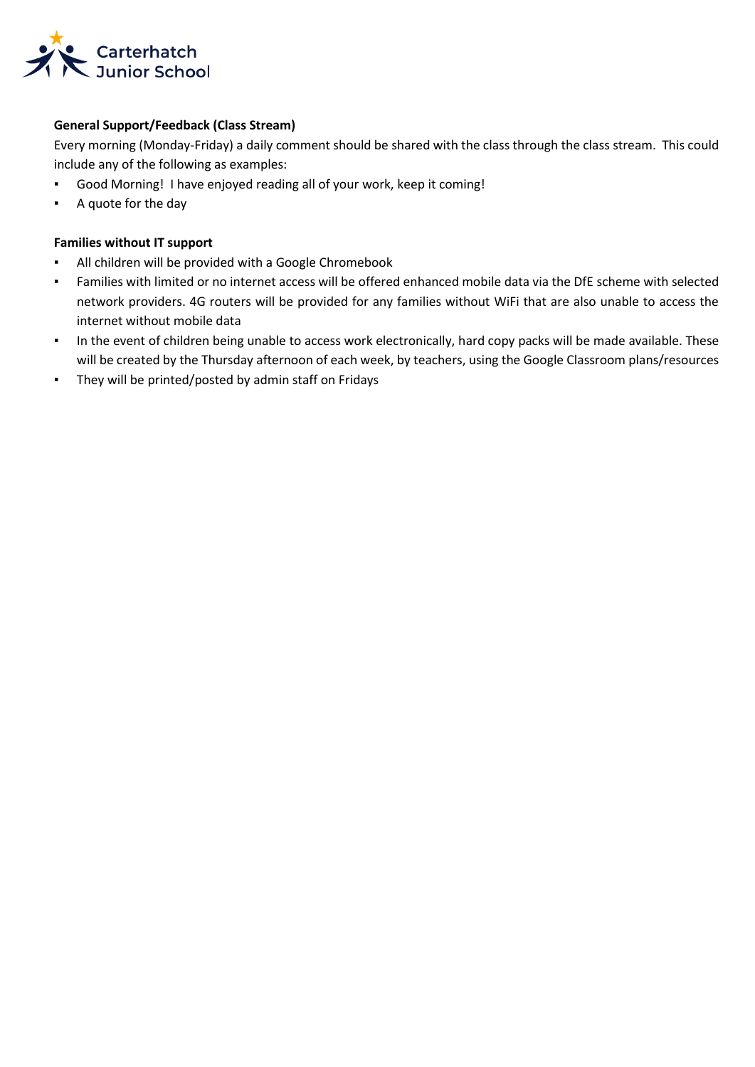**General Support/Feedback (Class Stream)**

Every morning (Monday-Friday) a daily comment should be shared with the class through the class stream. This could include any of the following as examples:

- Good Morning! I have enjoyed reading all of your work, keep it coming!
- A quote for the day

**Families without IT support**

- All children will be provided with a Google Chromebook
- Families with limited or no internet access will be offered enhanced mobile data via the DfE scheme with selected network providers. 4G routers will be provided for any families without WiFi that are also unable to access the internet without mobile data
- In the event of children being unable to access work electronically, hard copy packs will be made available. These will be created by the Thursday afternoon of each week, by teachers, using the Google Classroom plans/resources
- They will be printed/posted by admin staff on Fridays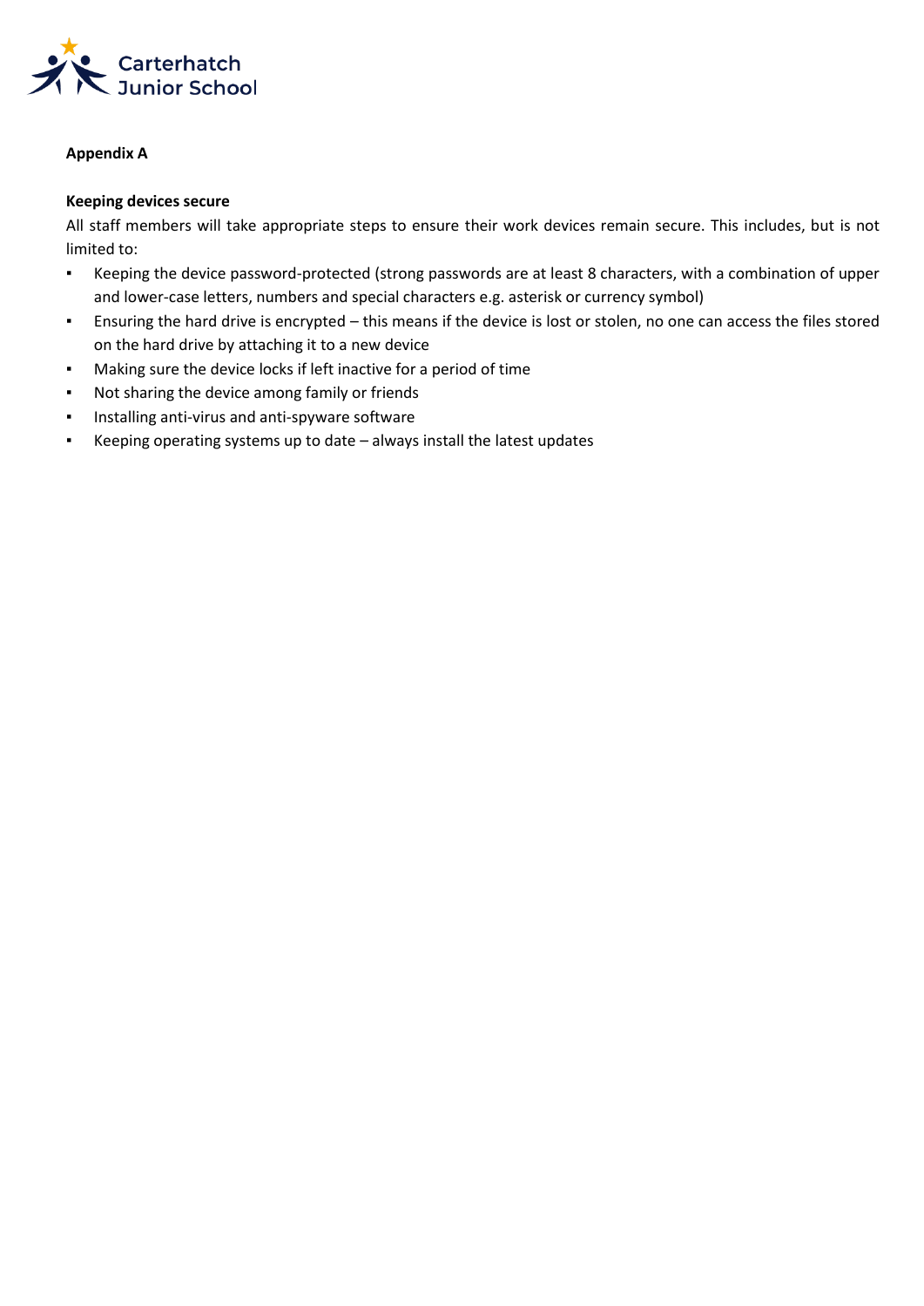**Appendix A**

**Keeping devices secure**

All staff members will take appropriate steps to ensure their work devices remain secure. This includes, but is not limited to:

- Keeping the device password-protected (strong passwords are at least 8 characters, with a combination of upper and lower-case letters, numbers and special characters e.g. asterisk or currency symbol)
- Ensuring the hard drive is encrypted – this means if the device is lost or stolen, no one can access the files stored on the hard drive by attaching it to a new device
- Making sure the device locks if left inactive for a period of time
- Not sharing the device among family or friends
- Installing anti-virus and anti-spyware software
- Keeping operating systems up to date – always install the latest updates